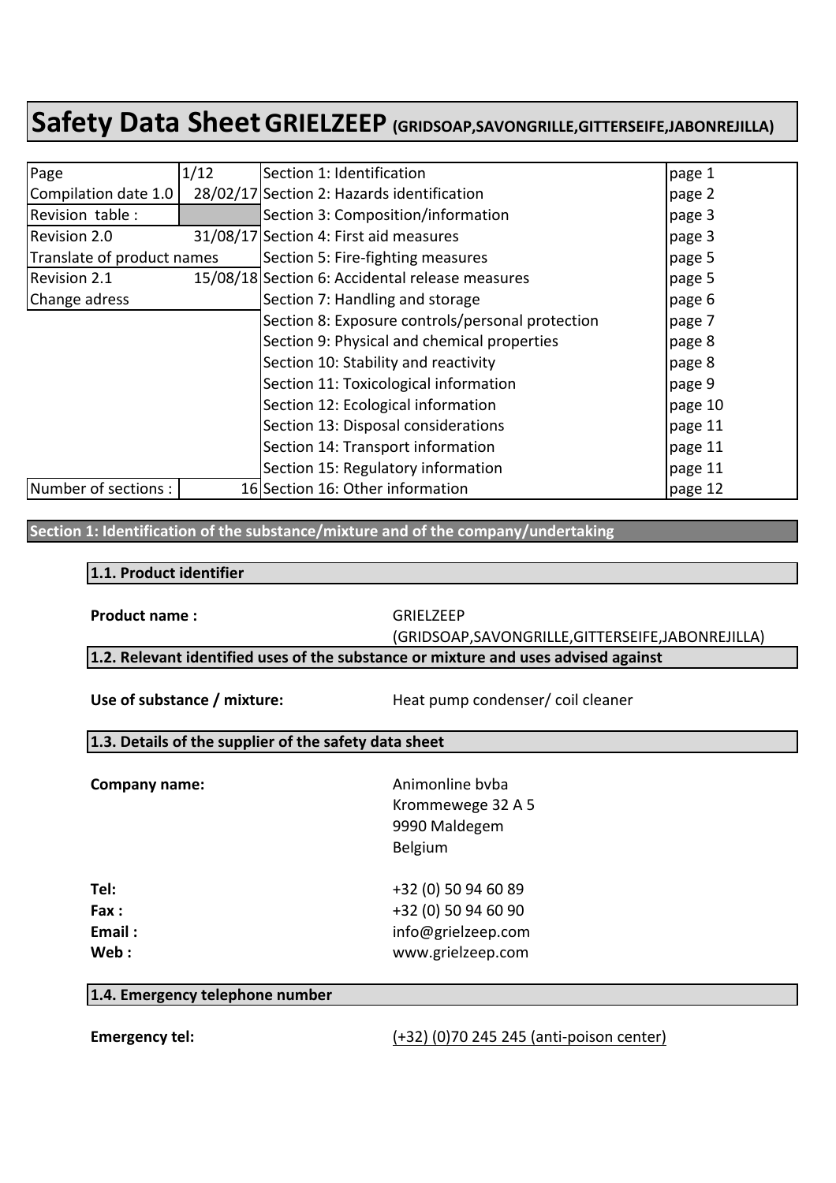# Safety Data Sheet GRIELZEEP (GRIDSOAP,SAVONGRILLE,GITTERSEIFE,JABONREJILLA)

| Page | 1/12 | Section 1: Identification | page 1 |
| --- | --- | --- | --- |
| Compilation date 1.0 | 28/02/17 | Section 2: Hazards identification | page 2 |
| Revision table : | | Section 3: Composition/information | page 3 |
| Revision 2.0 | 31/08/17 | Section 4: First aid measures | page 3 |
| Translate of product names | | Section 5: Fire-fighting measures | page 5 |
| Revision 2.1 | 15/08/18 | Section 6: Accidental release measures | page 5 |
| Change adress | | Section 7: Handling and storage | page 6 |
| | | Section 8: Exposure controls/personal protection | page 7 |
| | | Section 9: Physical and chemical properties | page 8 |
| | | Section 10: Stability and reactivity | page 8 |
| | | Section 11: Toxicological information | page 9 |
| | | Section 12: Ecological information | page 10 |
| | | Section 13: Disposal considerations | page 11 |
| | | Section 14: Transport information | page 11 |
| | | Section 15: Regulatory information | page 11 |
| Number of sections : | 16 | Section 16: Other information | page 12 |

## Section 1: Identification of the substance/mixture and of the company/undertaking

### 1.1. Product identifier

**Product name :** GRIELZEEP (GRIDSOAP,SAVONGRILLE,GITTERSEIFE,JABONREJILLA)

### 1.2. Relevant identified uses of the substance or mixture and uses advised against

**Use of substance / mixture:** Heat pump condenser/ coil cleaner

### 1.3. Details of the supplier of the safety data sheet

**Company name:** Animonline bvba
Krommewege 32 A 5
9990 Maldegem
Belgium

**Tel:** +32 (0) 50 94 60 89
**Fax :** +32 (0) 50 94 60 90
**Email :** info@grielzeep.com
**Web :** www.grielzeep.com

### 1.4. Emergency telephone number

**Emergency tel:** (+32) (0)70 245 245 (anti-poison center)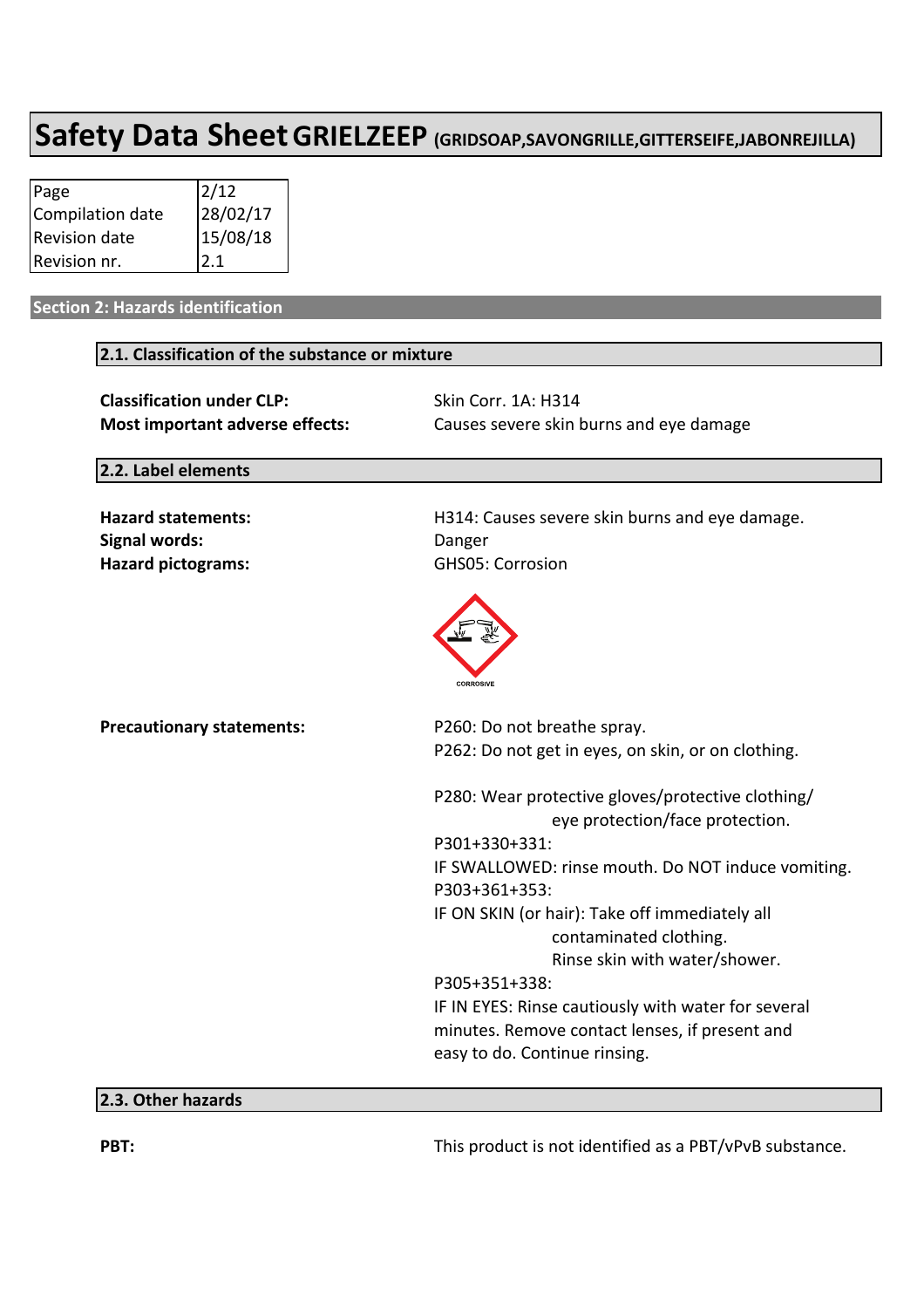# Safety Data Sheet GRIELZEEP (GRIDSOAP,SAVONGRILLE,GITTERSEIFE,JABONREJILLA)

| Page | 2/12 |
| --- | --- |
| Compilation date | 28/02/17 |
| Revision date | 15/08/18 |
| Revision nr. | 2.1 |

## Section 2: Hazards identification

### 2.1. Classification of the substance or mixture

**Classification under CLP:** Skin Corr. 1A: H314

**Most important adverse effects:** Causes severe skin burns and eye damage

### 2.2. Label elements

**Hazard statements:** H314: Causes severe skin burns and eye damage.

**Signal words:** Danger

**Hazard pictograms:** GHS05: Corrosion

CORROSIVE

**Precautionary statements:**

P260: Do not breathe spray.

P262: Do not get in eyes, on skin, or on clothing.

P280: Wear protective gloves/protective clothing/ eye protection/face protection.

P301+330+331:
IF SWALLOWED: rinse mouth. Do NOT induce vomiting.

P303+361+353:
IF ON SKIN (or hair): Take off immediately all contaminated clothing. Rinse skin with water/shower.

P305+351+338:
IF IN EYES: Rinse cautiously with water for several minutes. Remove contact lenses, if present and easy to do. Continue rinsing.

### 2.3. Other hazards

**PBT:** This product is not identified as a PBT/vPvB substance.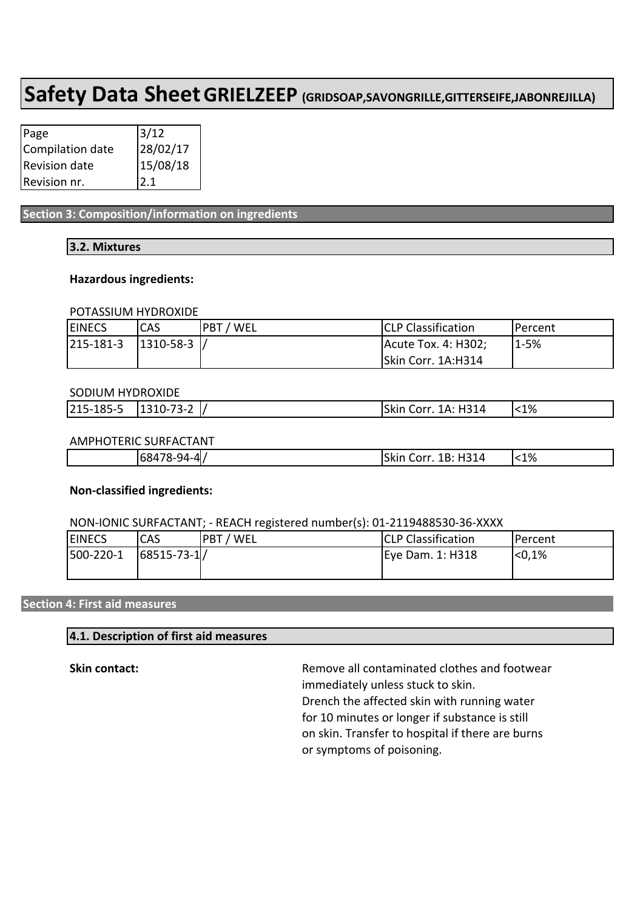# Safety Data Sheet GRIELZEEP (GRIDSOAP,SAVONGRILLE,GITTERSEIFE,JABONREJILLA)

| Page | 3/12 |
|---|---|
| Compilation date | 28/02/17 |
| Revision date | 15/08/18 |
| Revision nr. | 2.1 |

## Section 3: Composition/information on ingredients

### 3.2. Mixtures

**Hazardous ingredients:**

POTASSIUM HYDROXIDE

| EINECS | CAS | PBT / WEL | CLP Classification | Percent |
|---|---|---|---|---|
| 215-181-3 | 1310-58-3 | / | Acute Tox. 4: H302; Skin Corr. 1A:H314 | 1-5% |

SODIUM HYDROXIDE

| EINECS | CAS | PBT / WEL | CLP Classification | Percent |
|---|---|---|---|---|
| 215-185-5 | 1310-73-2 | / | Skin Corr. 1A: H314 | <1% |

AMPHOTERIC SURFACTANT

| EINECS | CAS | PBT / WEL | CLP Classification | Percent |
|---|---|---|---|---|
| | 68478-94-4 | / | Skin Corr. 1B: H314 | <1% |

**Non-classified ingredients:**

NON-IONIC SURFACTANT; - REACH registered number(s): 01-2119488530-36-XXXX

| EINECS | CAS | PBT / WEL | CLP Classification | Percent |
|---|---|---|---|---|
| 500-220-1 | 68515-73-1 | / | Eye Dam. 1: H318 | <0,1% |

## Section 4: First aid measures

### 4.1. Description of first aid measures

**Skin contact:** Remove all contaminated clothes and footwear immediately unless stuck to skin. Drench the affected skin with running water for 10 minutes or longer if substance is still on skin. Transfer to hospital if there are burns or symptoms of poisoning.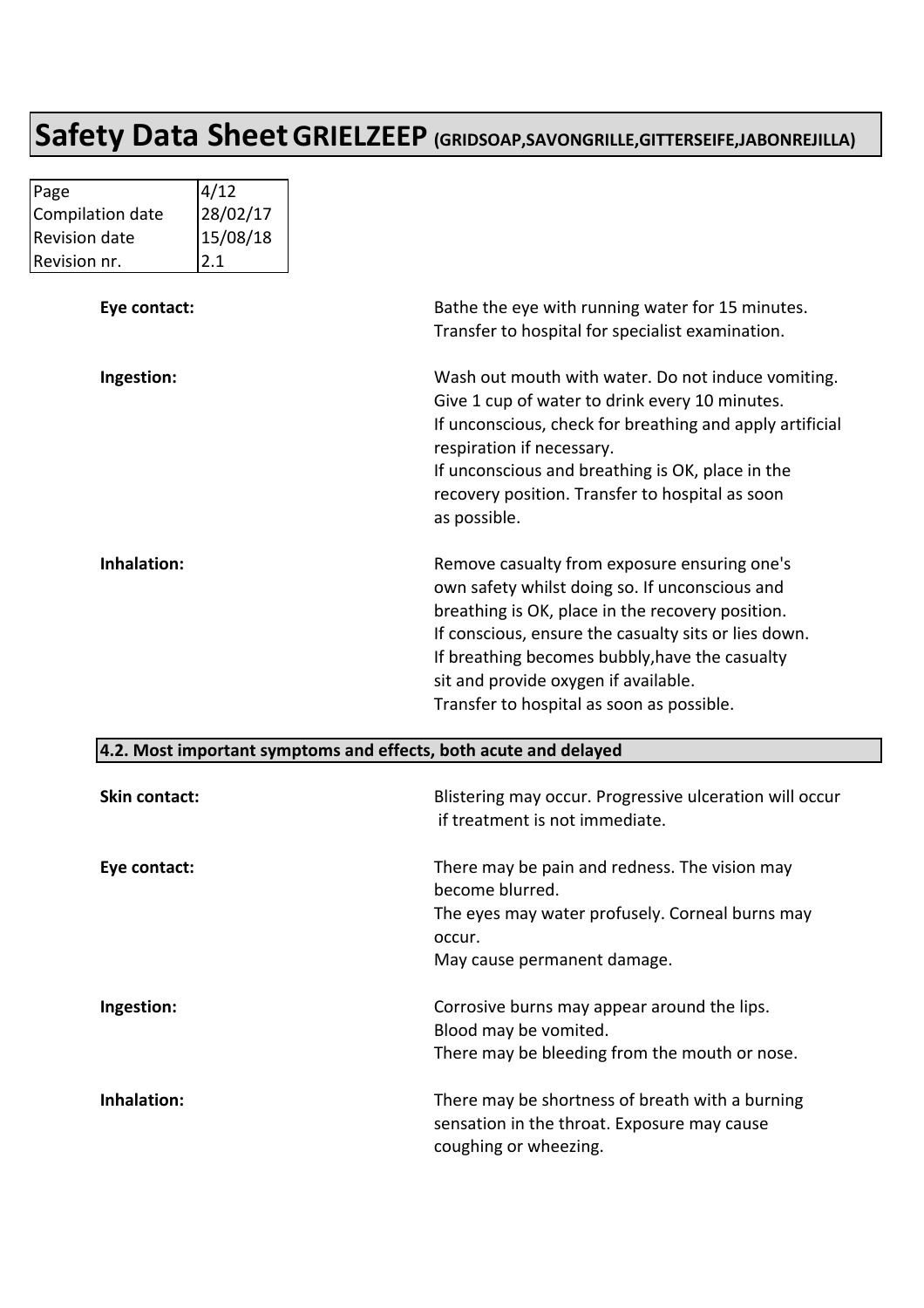# Safety Data Sheet GRIELZEEP (GRIDSOAP,SAVONGRILLE,GITTERSEIFE,JABONREJILLA)

| Page | 4/12 |
|---|---|
| Compilation date | 28/02/17 |
| Revision date | 15/08/18 |
| Revision nr. | 2.1 |

**Eye contact:** Bathe the eye with running water for 15 minutes. Transfer to hospital for specialist examination.

**Ingestion:** Wash out mouth with water. Do not induce vomiting. Give 1 cup of water to drink every 10 minutes. If unconscious, check for breathing and apply artificial respiration if necessary. If unconscious and breathing is OK, place in the recovery position. Transfer to hospital as soon as possible.

**Inhalation:** Remove casualty from exposure ensuring one's own safety whilst doing so. If unconscious and breathing is OK, place in the recovery position. If conscious, ensure the casualty sits or lies down. If breathing becomes bubbly,have the casualty sit and provide oxygen if available. Transfer to hospital as soon as possible.

## 4.2. Most important symptoms and effects, both acute and delayed

**Skin contact:** Blistering may occur. Progressive ulceration will occur if treatment is not immediate.

**Eye contact:** There may be pain and redness. The vision may become blurred. The eyes may water profusely. Corneal burns may occur. May cause permanent damage.

**Ingestion:** Corrosive burns may appear around the lips. Blood may be vomited. There may be bleeding from the mouth or nose.

**Inhalation:** There may be shortness of breath with a burning sensation in the throat. Exposure may cause coughing or wheezing.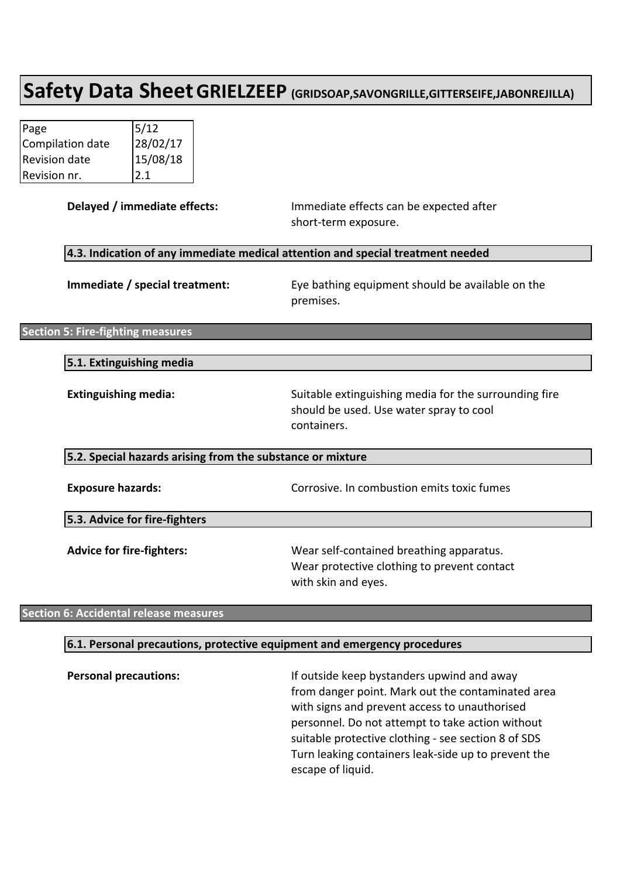**Delayed / immediate effects:** Immediate effects can be expected after short-term exposure.

### 4.3. Indication of any immediate medical attention and special treatment needed

**Immediate / special treatment:** Eye bathing equipment should be available on the premises.

## Section 5: Fire-fighting measures

### 5.1. Extinguishing media

**Extinguishing media:** Suitable extinguishing media for the surrounding fire should be used. Use water spray to cool containers.

### 5.2. Special hazards arising from the substance or mixture

**Exposure hazards:** Corrosive. In combustion emits toxic fumes

### 5.3. Advice for fire-fighters

**Advice for fire-fighters:** Wear self-contained breathing apparatus. Wear protective clothing to prevent contact with skin and eyes.

## Section 6: Accidental release measures

### 6.1. Personal precautions, protective equipment and emergency procedures

**Personal precautions:** If outside keep bystanders upwind and away from danger point. Mark out the contaminated area with signs and prevent access to unauthorised personnel. Do not attempt to take action without suitable protective clothing - see section 8 of SDS Turn leaking containers leak-side up to prevent the escape of liquid.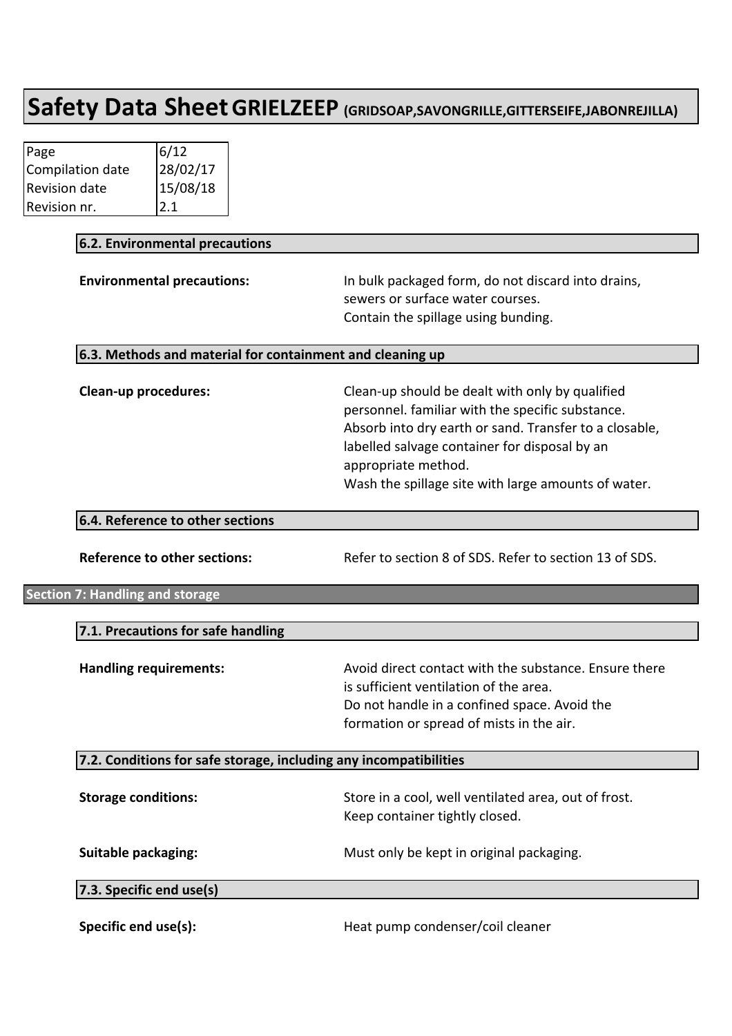### 6.2. Environmental precautions

**Environmental precautions:** In bulk packaged form, do not discard into drains, sewers or surface water courses.
Contain the spillage using bunding.

### 6.3. Methods and material for containment and cleaning up

**Clean-up procedures:** Clean-up should be dealt with only by qualified personnel. familiar with the specific substance.
Absorb into dry earth or sand. Transfer to a closable, labelled salvage container for disposal by an appropriate method.
Wash the spillage site with large amounts of water.

### 6.4. Reference to other sections

**Reference to other sections:** Refer to section 8 of SDS. Refer to section 13 of SDS.

## Section 7: Handling and storage

### 7.1. Precautions for safe handling

**Handling requirements:** Avoid direct contact with the substance. Ensure there is sufficient ventilation of the area.
Do not handle in a confined space. Avoid the formation or spread of mists in the air.

### 7.2. Conditions for safe storage, including any incompatibilities

**Storage conditions:** Store in a cool, well ventilated area, out of frost.
Keep container tightly closed.

**Suitable packaging:** Must only be kept in original packaging.

### 7.3. Specific end use(s)

**Specific end use(s):** Heat pump condenser/coil cleaner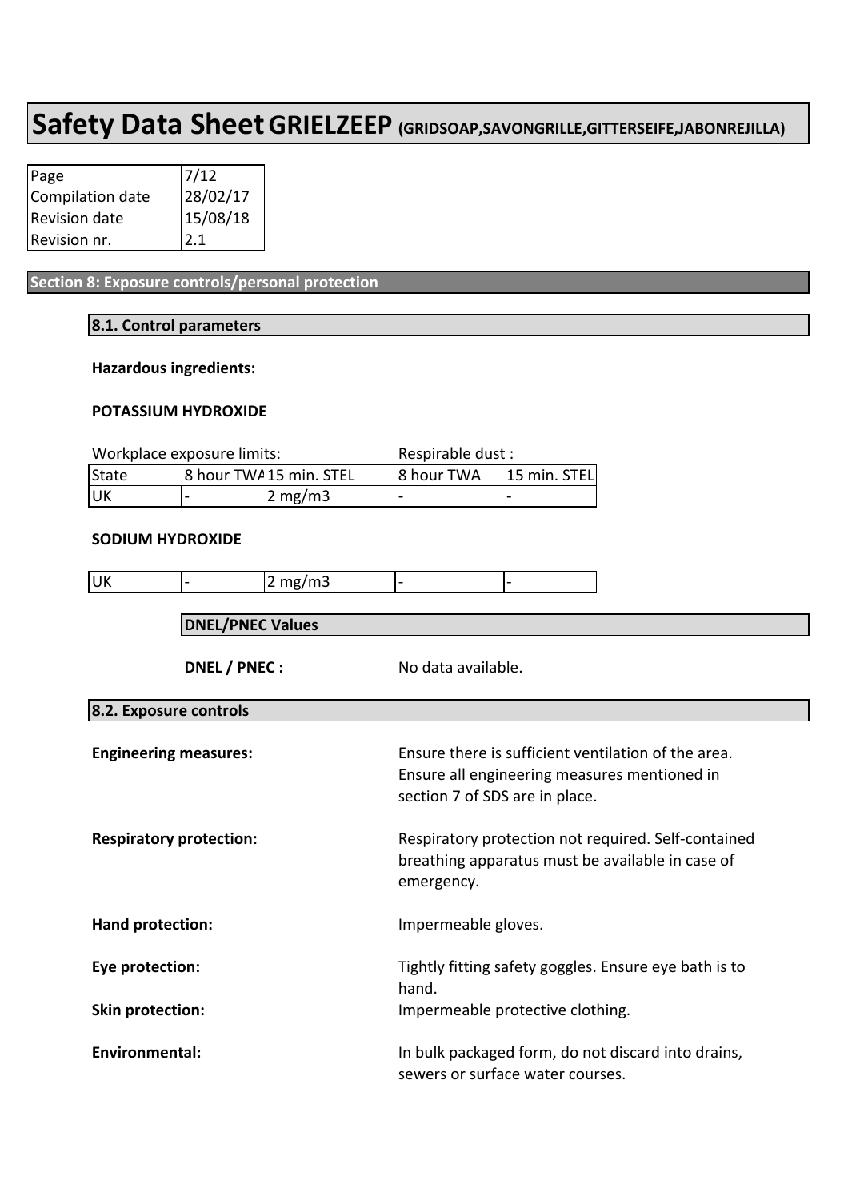# Safety Data Sheet GRIELZEEP (GRIDSOAP,SAVONGRILLE,GITTERSEIFE,JABONREJILLA)

| Page | 7/12 |
|---|---|
| Compilation date | 28/02/17 |
| Revision date | 15/08/18 |
| Revision nr. | 2.1 |

## Section 8: Exposure controls/personal protection

### 8.1. Control parameters

**Hazardous ingredients:**

**POTASSIUM HYDROXIDE**

| Workplace exposure limits: | | | Respirable dust : | |
|---|---|---|---|---|
| State | 8 hour TWA | 15 min. STEL | 8 hour TWA | 15 min. STEL |
| UK | - | 2 mg/m3 | - | - |

**SODIUM HYDROXIDE**

| UK | - | 2 mg/m3 | - | - |
|---|---|---|---|---|

#### DNEL/PNEC Values

**DNEL / PNEC :** No data available.

### 8.2. Exposure controls

**Engineering measures:** Ensure there is sufficient ventilation of the area. Ensure all engineering measures mentioned in section 7 of SDS are in place.

**Respiratory protection:** Respiratory protection not required. Self-contained breathing apparatus must be available in case of emergency.

**Hand protection:** Impermeable gloves.

**Eye protection:** Tightly fitting safety goggles. Ensure eye bath is to hand.

**Skin protection:** Impermeable protective clothing.

**Environmental:** In bulk packaged form, do not discard into drains, sewers or surface water courses.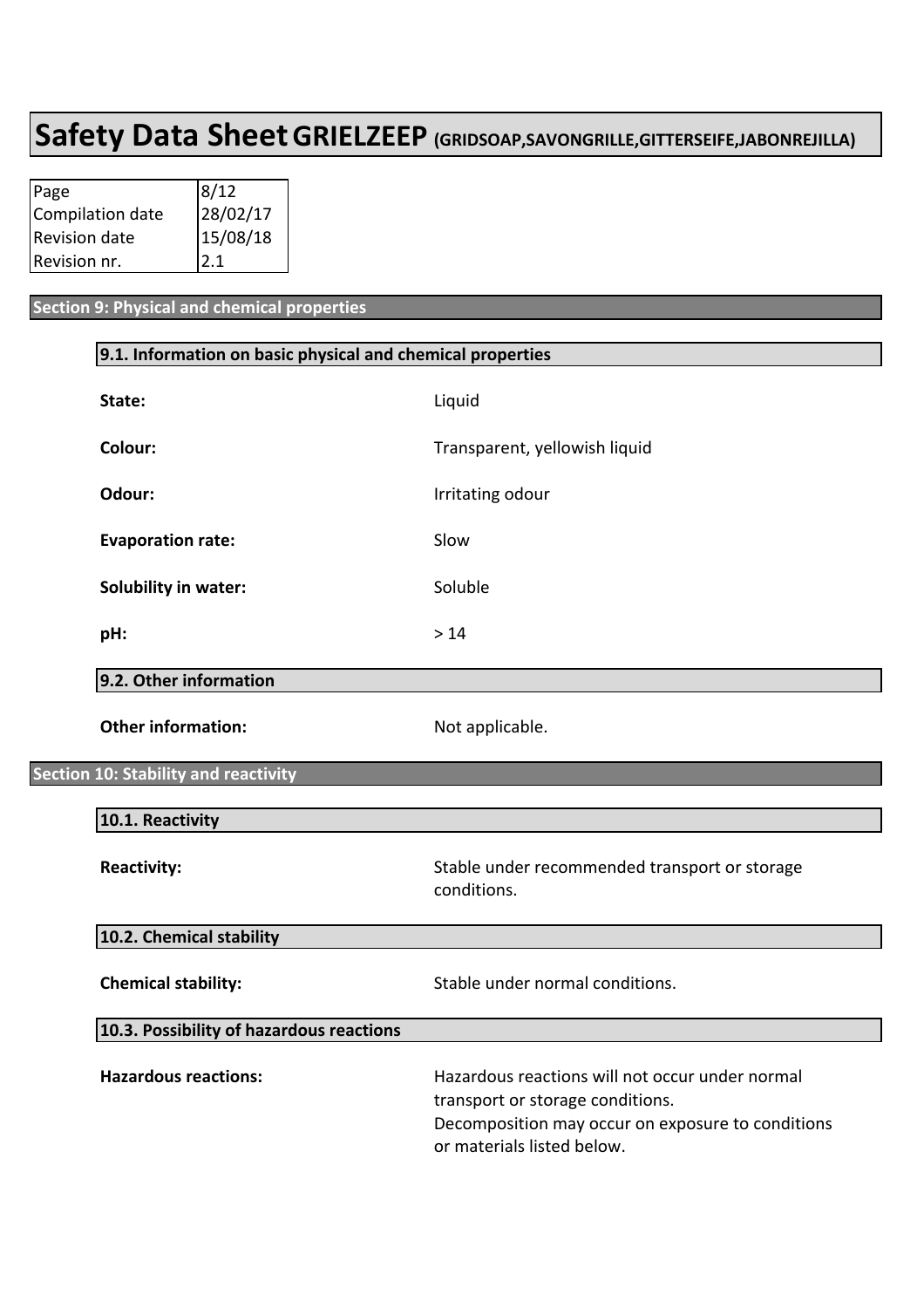# Safety Data Sheet GRIELZEEP (GRIDSOAP,SAVONGRILLE,GITTERSEIFE,JABONREJILLA)

| Page | 8/12 |
|---|---|
| Compilation date | 28/02/17 |
| Revision date | 15/08/18 |
| Revision nr. | 2.1 |

## Section 9: Physical and chemical properties

### 9.1. Information on basic physical and chemical properties

**State:** Liquid

**Colour:** Transparent, yellowish liquid

**Odour:** Irritating odour

**Evaporation rate:** Slow

**Solubility in water:** Soluble

**pH:** > 14

### 9.2. Other information

**Other information:** Not applicable.

## Section 10: Stability and reactivity

### 10.1. Reactivity

**Reactivity:** Stable under recommended transport or storage conditions.

### 10.2. Chemical stability

**Chemical stability:** Stable under normal conditions.

### 10.3. Possibility of hazardous reactions

**Hazardous reactions:** Hazardous reactions will not occur under normal transport or storage conditions.
Decomposition may occur on exposure to conditions or materials listed below.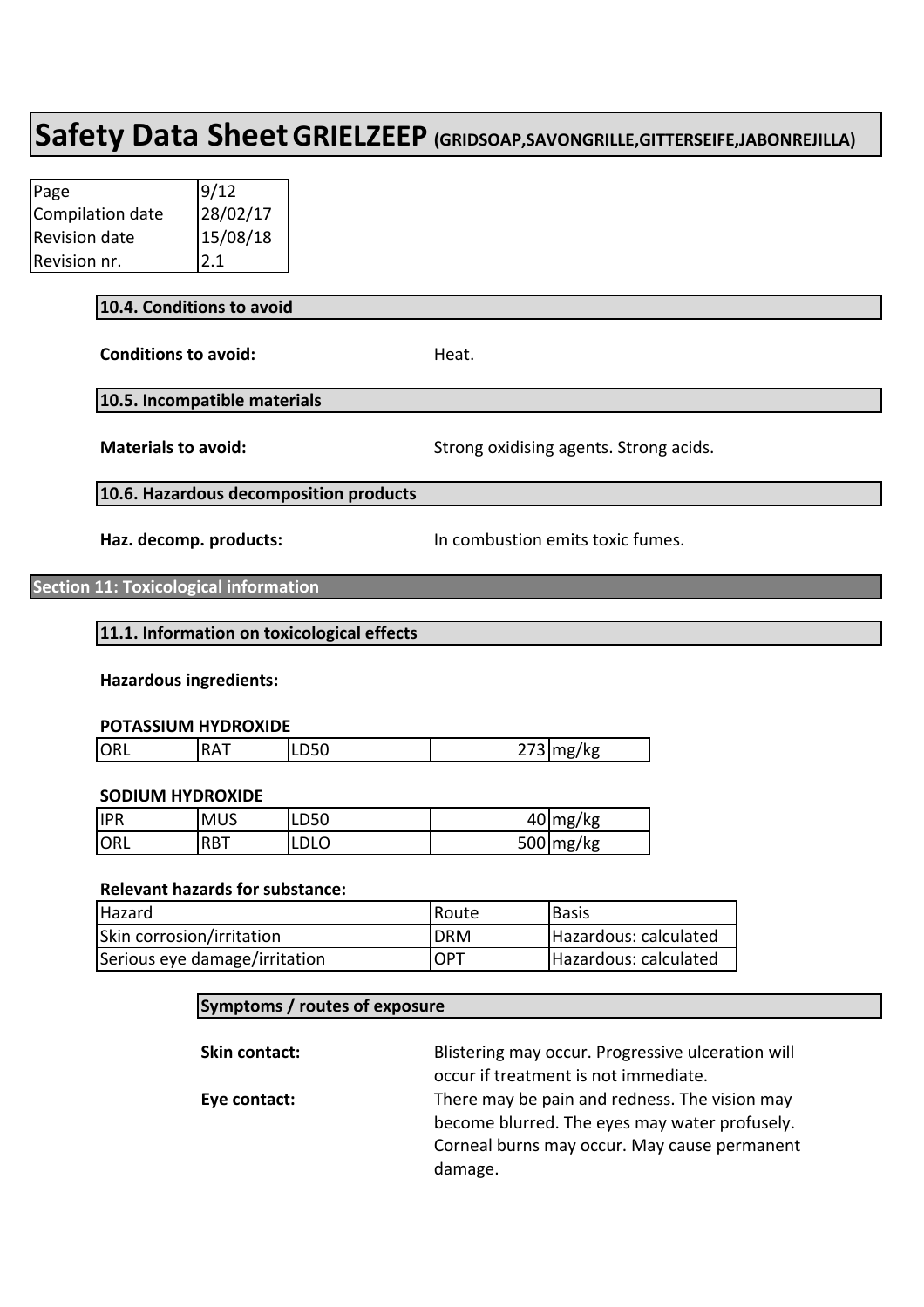# Safety Data Sheet GRIELZEEP (GRIDSOAP,SAVONGRILLE,GITTERSEIFE,JABONREJILLA)

| Page | 9/12 |
|---|---|
| Compilation date | 28/02/17 |
| Revision date | 15/08/18 |
| Revision nr. | 2.1 |

### 10.4. Conditions to avoid

**Conditions to avoid:** Heat.

### 10.5. Incompatible materials

**Materials to avoid:** Strong oxidising agents. Strong acids.

### 10.6. Hazardous decomposition products

**Haz. decomp. products:** In combustion emits toxic fumes.

## Section 11: Toxicological information

### 11.1. Information on toxicological effects

**Hazardous ingredients:**

**POTASSIUM HYDROXIDE**

| ORL | RAT | LD50 | 273 | mg/kg |
|---|---|---|---|---|

**SODIUM HYDROXIDE**

| IPR | MUS | LD50 | 40 | mg/kg |
|---|---|---|---|---|
| ORL | RBT | LDLO | 500 | mg/kg |

**Relevant hazards for substance:**

| Hazard | Route | Basis |
|---|---|---|
| Skin corrosion/irritation | DRM | Hazardous: calculated |
| Serious eye damage/irritation | OPT | Hazardous: calculated |

#### Symptoms / routes of exposure

**Skin contact:** Blistering may occur. Progressive ulceration will occur if treatment is not immediate.

**Eye contact:** There may be pain and redness. The vision may become blurred. The eyes may water profusely. Corneal burns may occur. May cause permanent damage.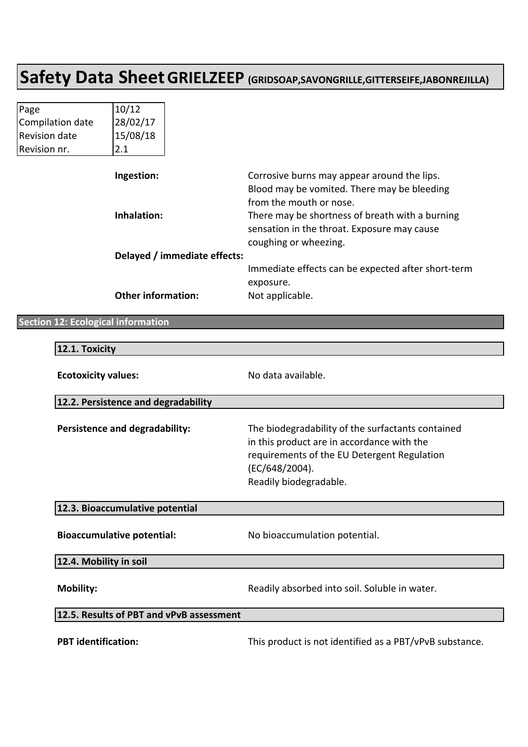| | |
|---|---|
| **Ingestion:** | Corrosive burns may appear around the lips. Blood may be vomited. There may be bleeding from the mouth or nose. |
| **Inhalation:** | There may be shortness of breath with a burning sensation in the throat. Exposure may cause coughing or wheezing. |
| **Delayed / immediate effects:** | Immediate effects can be expected after short-term exposure. |
| **Other information:** | Not applicable. |

## Section 12: Ecological information

### 12.1. Toxicity

| | |
|---|---|
| **Ecotoxicity values:** | No data available. |

### 12.2. Persistence and degradability

| | |
|---|---|
| **Persistence and degradability:** | The biodegradability of the surfactants contained in this product are in accordance with the requirements of the EU Detergent Regulation (EC/648/2004). Readily biodegradable. |

### 12.3. Bioaccumulative potential

| | |
|---|---|
| **Bioaccumulative potential:** | No bioaccumulation potential. |

### 12.4. Mobility in soil

| | |
|---|---|
| **Mobility:** | Readily absorbed into soil. Soluble in water. |

### 12.5. Results of PBT and vPvB assessment

| | |
|---|---|
| **PBT identification:** | This product is not identified as a PBT/vPvB substance. |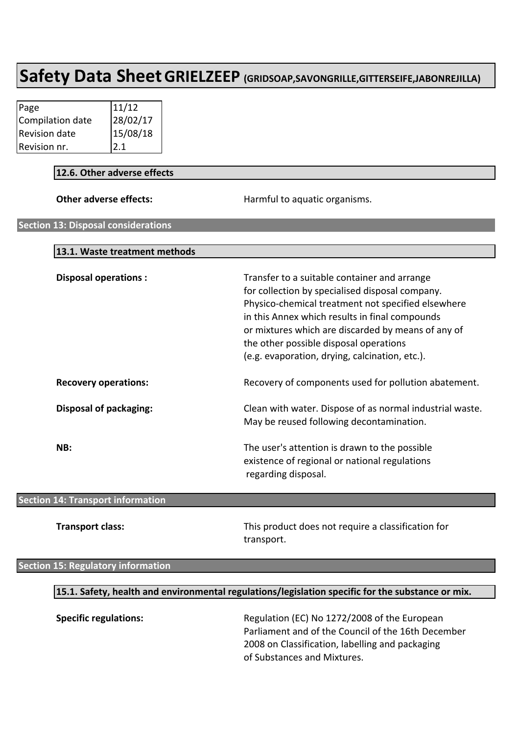# Safety Data Sheet GRIELZEEP (GRIDSOAP,SAVONGRILLE,GITTERSEIFE,JABONREJILLA)

| Page | 11/12 |
|---|---|
| Compilation date | 28/02/17 |
| Revision date | 15/08/18 |
| Revision nr. | 2.1 |

### 12.6. Other adverse effects

**Other adverse effects:** Harmful to aquatic organisms.

## Section 13: Disposal considerations

### 13.1. Waste treatment methods

**Disposal operations :** Transfer to a suitable container and arrange for collection by specialised disposal company. Physico-chemical treatment not specified elsewhere in this Annex which results in final compounds or mixtures which are discarded by means of any of the other possible disposal operations (e.g. evaporation, drying, calcination, etc.).

**Recovery operations:** Recovery of components used for pollution abatement.

**Disposal of packaging:** Clean with water. Dispose of as normal industrial waste. May be reused following decontamination.

**NB:** The user's attention is drawn to the possible existence of regional or national regulations regarding disposal.

## Section 14: Transport information

**Transport class:** This product does not require a classification for transport.

## Section 15: Regulatory information

### 15.1. Safety, health and environmental regulations/legislation specific for the substance or mix.

**Specific regulations:** Regulation (EC) No 1272/2008 of the European Parliament and of the Council of the 16th December 2008 on Classification, labelling and packaging of Substances and Mixtures.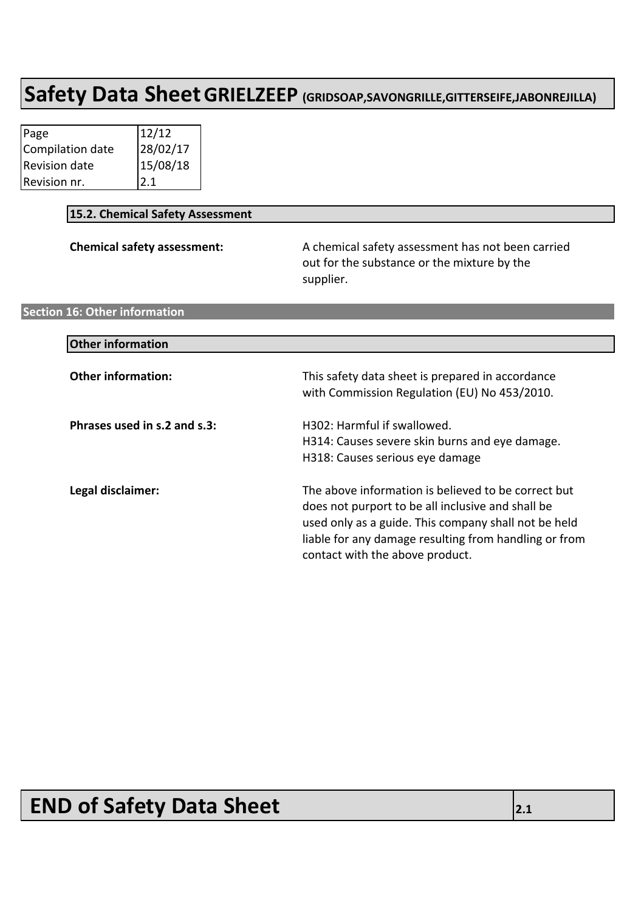# Safety Data Sheet GRIELZEEP (GRIDSOAP,SAVONGRILLE,GITTERSEIFE,JABONREJILLA)

| | |
|---|---|
| Page | 12/12 |
| Compilation date | 28/02/17 |
| Revision date | 15/08/18 |
| Revision nr. | 2.1 |

### 15.2. Chemical Safety Assessment

**Chemical safety assessment:** A chemical safety assessment has not been carried out for the substance or the mixture by the supplier.

## Section 16: Other information

### Other information

**Other information:** This safety data sheet is prepared in accordance with Commission Regulation (EU) No 453/2010.

**Phrases used in s.2 and s.3:**
H302: Harmful if swallowed.
H314: Causes severe skin burns and eye damage.
H318: Causes serious eye damage

**Legal disclaimer:** The above information is believed to be correct but does not purport to be all inclusive and shall be used only as a guide. This company shall not be held liable for any damage resulting from handling or from contact with the above product.

## END of Safety Data Sheet 2.1